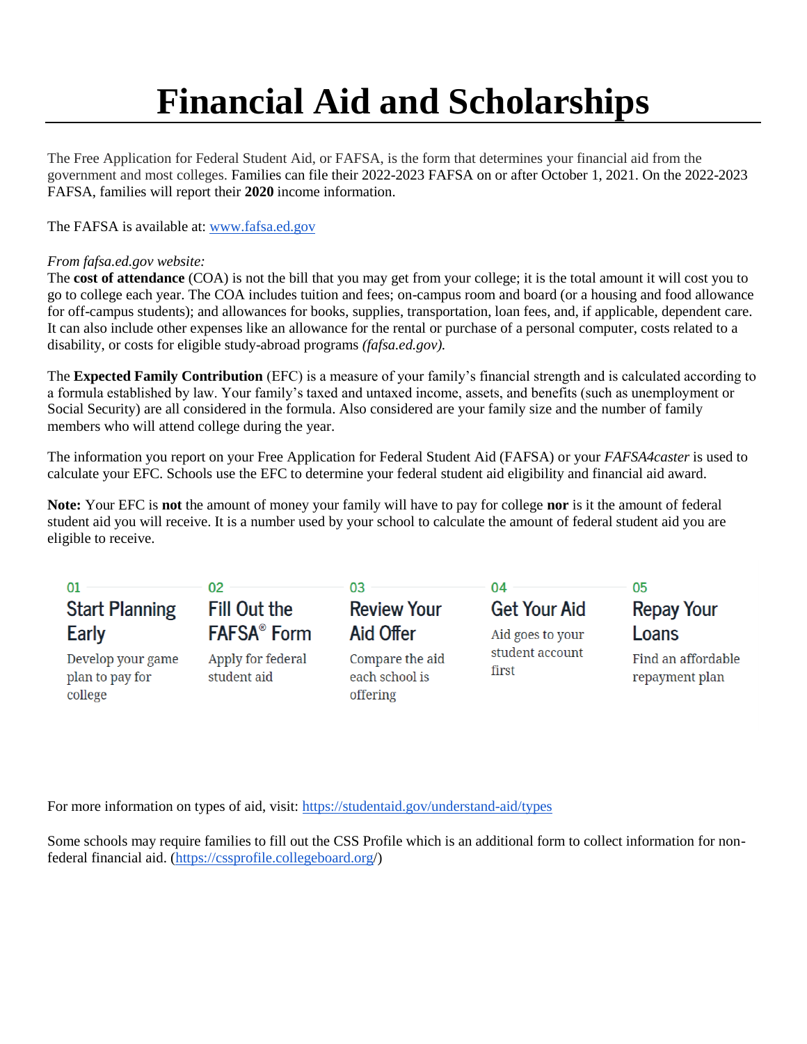# Financial Aid and Scholarships

The Free Application for Federal Student Aid, or FAFSA, is the form that determines your financial aid from the government and most colleges. Families can file their 2022-2023 FAFSA on or after October 1, 2021. On the 2022-2023 FAFSA, families will report their **2020** income information.

The FAFSA is available at: [www.fafsa.ed.gov](http://www.fafsa.ed.gov)

*From fafsa.ed.gov website:*
The **cost of attendance** (COA) is not the bill that you may get from your college; it is the total amount it will cost you to go to college each year. The COA includes tuition and fees; on-campus room and board (or a housing and food allowance for off-campus students); and allowances for books, supplies, transportation, loan fees, and, if applicable, dependent care. It can also include other expenses like an allowance for the rental or purchase of a personal computer, costs related to a disability, or costs for eligible study-abroad programs *(fafsa.ed.gov).*

The **Expected Family Contribution** (EFC) is a measure of your family's financial strength and is calculated according to a formula established by law. Your family's taxed and untaxed income, assets, and benefits (such as unemployment or Social Security) are all considered in the formula. Also considered are your family size and the number of family members who will attend college during the year.

The information you report on your Free Application for Federal Student Aid (FAFSA) or your *FAFSA4caster* is used to calculate your EFC. Schools use the EFC to determine your federal student aid eligibility and financial aid award.

**Note:** Your EFC is **not** the amount of money your family will have to pay for college **nor** is it the amount of federal student aid you will receive. It is a number used by your school to calculate the amount of federal student aid you are eligible to receive.

**01 Start Planning Early**
Develop your game plan to pay for college

**02 Fill Out the FAFSA® Form**
Apply for federal student aid

**03 Review Your Aid Offer**
Compare the aid each school is offering

**04 Get Your Aid**
Aid goes to your student account first

**05 Repay Your Loans**
Find an affordable repayment plan

For more information on types of aid, visit: [https://studentaid.gov/understand-aid/types](https://studentaid.gov/understand-aid/types)

Some schools may require families to fill out the CSS Profile which is an additional form to collect information for non-federal financial aid. ([https://cssprofile.collegeboard.org/](https://cssprofile.collegeboard.org/))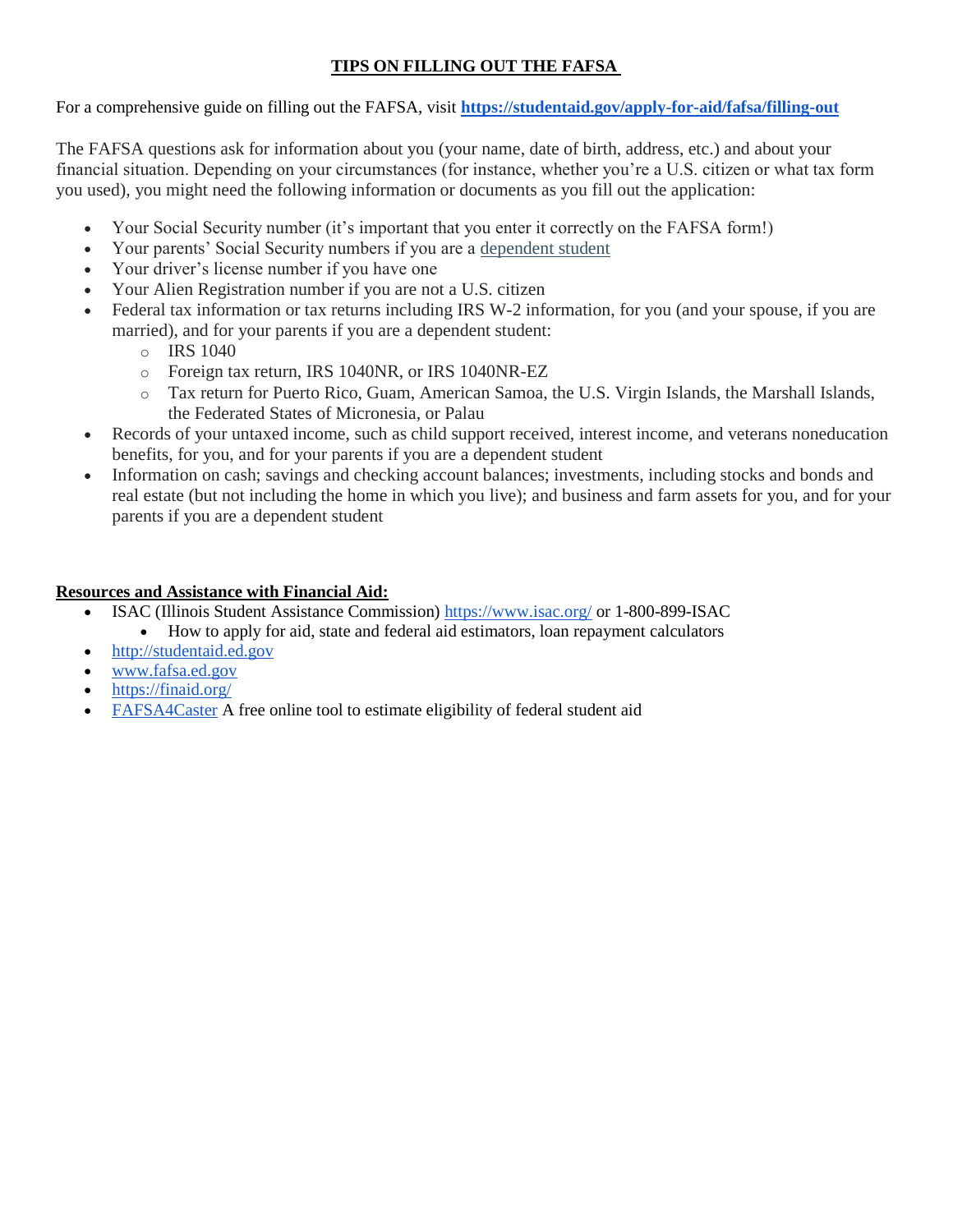## TIPS ON FILLING OUT THE FAFSA

For a comprehensive guide on filling out the FAFSA, visit **https://studentaid.gov/apply-for-aid/fafsa/filling-out**

The FAFSA questions ask for information about you (your name, date of birth, address, etc.) and about your financial situation. Depending on your circumstances (for instance, whether you're a U.S. citizen or what tax form you used), you might need the following information or documents as you fill out the application:

- Your Social Security number (it's important that you enter it correctly on the FAFSA form!)
- Your parents' Social Security numbers if you are a dependent student
- Your driver's license number if you have one
- Your Alien Registration number if you are not a U.S. citizen
- Federal tax information or tax returns including IRS W-2 information, for you (and your spouse, if you are married), and for your parents if you are a dependent student:
  - IRS 1040
  - Foreign tax return, IRS 1040NR, or IRS 1040NR-EZ
  - Tax return for Puerto Rico, Guam, American Samoa, the U.S. Virgin Islands, the Marshall Islands, the Federated States of Micronesia, or Palau
- Records of your untaxed income, such as child support received, interest income, and veterans noneducation benefits, for you, and for your parents if you are a dependent student
- Information on cash; savings and checking account balances; investments, including stocks and bonds and real estate (but not including the home in which you live); and business and farm assets for you, and for your parents if you are a dependent student

**Resources and Assistance with Financial Aid:**

- ISAC (Illinois Student Assistance Commission) https://www.isac.org/ or 1-800-899-ISAC
  - How to apply for aid, state and federal aid estimators, loan repayment calculators
- http://studentaid.ed.gov
- www.fafsa.ed.gov
- https://finaid.org/
- FAFSA4Caster A free online tool to estimate eligibility of federal student aid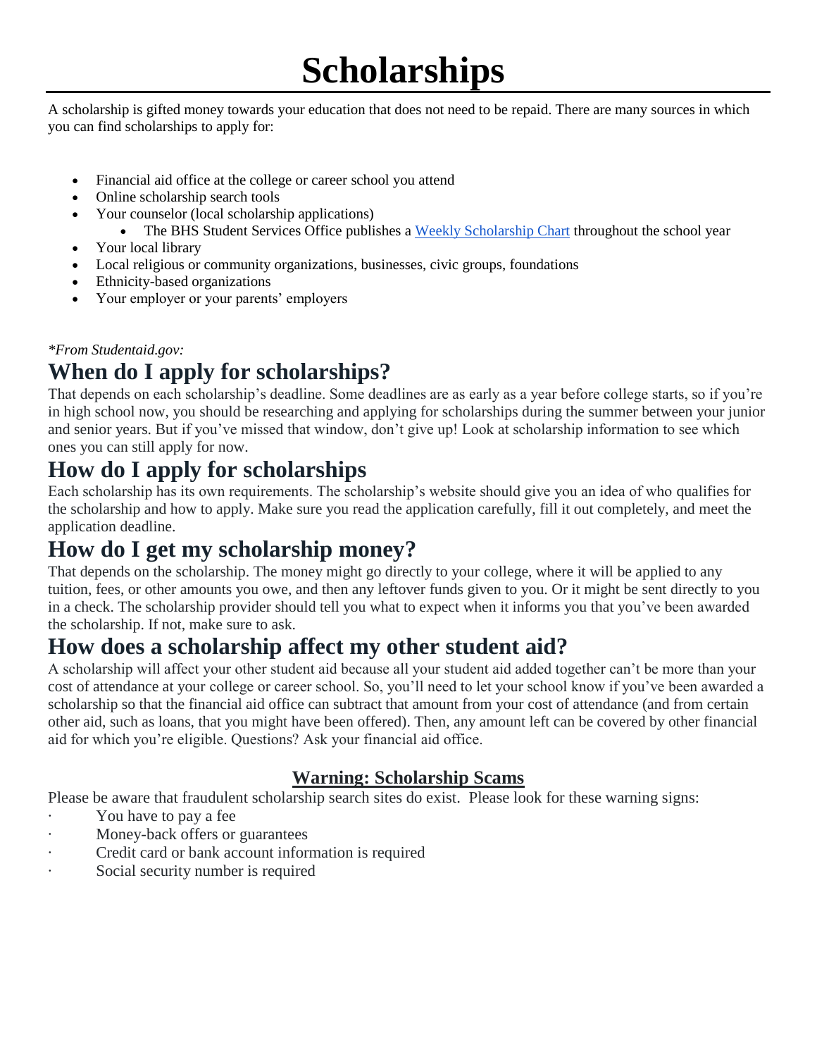# Scholarships

A scholarship is gifted money towards your education that does not need to be repaid. There are many sources in which you can find scholarships to apply for:

- Financial aid office at the college or career school you attend
- Online scholarship search tools
- Your counselor (local scholarship applications)
  - The BHS Student Services Office publishes a [Weekly Scholarship Chart]() throughout the school year
- Your local library
- Local religious or community organizations, businesses, civic groups, foundations
- Ethnicity-based organizations
- Your employer or your parents' employers

*\*From Studentaid.gov:*

## When do I apply for scholarships?

That depends on each scholarship's deadline. Some deadlines are as early as a year before college starts, so if you're in high school now, you should be researching and applying for scholarships during the summer between your junior and senior years. But if you've missed that window, don't give up! Look at scholarship information to see which ones you can still apply for now.

## How do I apply for scholarships

Each scholarship has its own requirements. The scholarship's website should give you an idea of who qualifies for the scholarship and how to apply. Make sure you read the application carefully, fill it out completely, and meet the application deadline.

## How do I get my scholarship money?

That depends on the scholarship. The money might go directly to your college, where it will be applied to any tuition, fees, or other amounts you owe, and then any leftover funds given to you. Or it might be sent directly to you in a check. The scholarship provider should tell you what to expect when it informs you that you've been awarded the scholarship. If not, make sure to ask.

## How does a scholarship affect my other student aid?

A scholarship will affect your other student aid because all your student aid added together can't be more than your cost of attendance at your college or career school. So, you'll need to let your school know if you've been awarded a scholarship so that the financial aid office can subtract that amount from your cost of attendance (and from certain other aid, such as loans, that you might have been offered). Then, any amount left can be covered by other financial aid for which you're eligible. Questions? Ask your financial aid office.

### Warning: Scholarship Scams

Please be aware that fraudulent scholarship search sites do exist. Please look for these warning signs:

- You have to pay a fee
- Money-back offers or guarantees
- Credit card or bank account information is required
- Social security number is required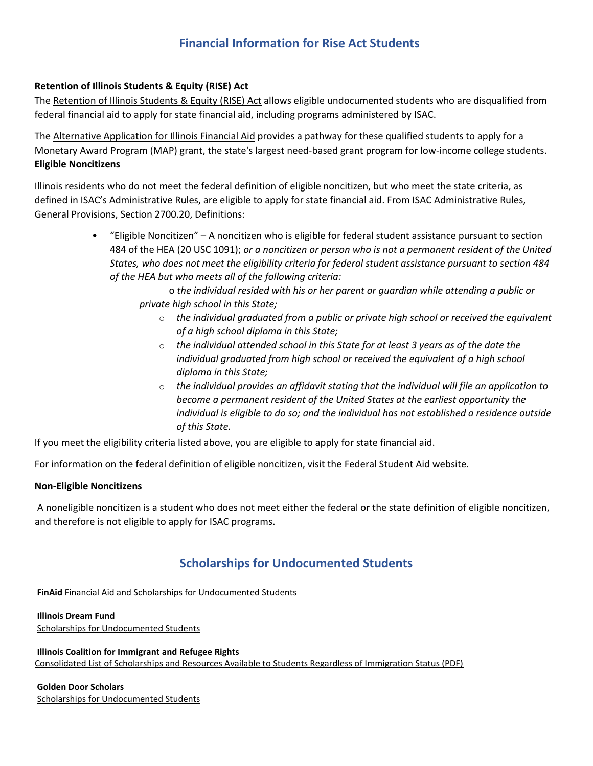## Financial Information for Rise Act Students

**Retention of Illinois Students & Equity (RISE) Act**

The Retention of Illinois Students & Equity (RISE) Act allows eligible undocumented students who are disqualified from federal financial aid to apply for state financial aid, including programs administered by ISAC.

The Alternative Application for Illinois Financial Aid provides a pathway for these qualified students to apply for a Monetary Award Program (MAP) grant, the state's largest need-based grant program for low-income college students.

**Eligible Noncitizens**

Illinois residents who do not meet the federal definition of eligible noncitizen, but who meet the state criteria, as defined in ISAC's Administrative Rules, are eligible to apply for state financial aid. From ISAC Administrative Rules, General Provisions, Section 2700.20, Definitions:

- "Eligible Noncitizen" – A noncitizen who is eligible for federal student assistance pursuant to section 484 of the HEA (20 USC 1091); *or a noncitizen or person who is not a permanent resident of the United States, who does not meet the eligibility criteria for federal student assistance pursuant to section 484 of the HEA but who meets all of the following criteria:*
    - *the individual resided with his or her parent or guardian while attending a public or private high school in this State;*
    - *the individual graduated from a public or private high school or received the equivalent of a high school diploma in this State;*
    - *the individual attended school in this State for at least 3 years as of the date the individual graduated from high school or received the equivalent of a high school diploma in this State;*
    - *the individual provides an affidavit stating that the individual will file an application to become a permanent resident of the United States at the earliest opportunity the individual is eligible to do so; and the individual has not established a residence outside of this State.*

If you meet the eligibility criteria listed above, you are eligible to apply for state financial aid.

For information on the federal definition of eligible noncitizen, visit the Federal Student Aid website.

**Non-Eligible Noncitizens**

A noneligible noncitizen is a student who does not meet either the federal or the state definition of eligible noncitizen, and therefore is not eligible to apply for ISAC programs.

## Scholarships for Undocumented Students

**FinAid** Financial Aid and Scholarships for Undocumented Students

**Illinois Dream Fund**
Scholarships for Undocumented Students

**Illinois Coalition for Immigrant and Refugee Rights**
Consolidated List of Scholarships and Resources Available to Students Regardless of Immigration Status (PDF)

**Golden Door Scholars**
Scholarships for Undocumented Students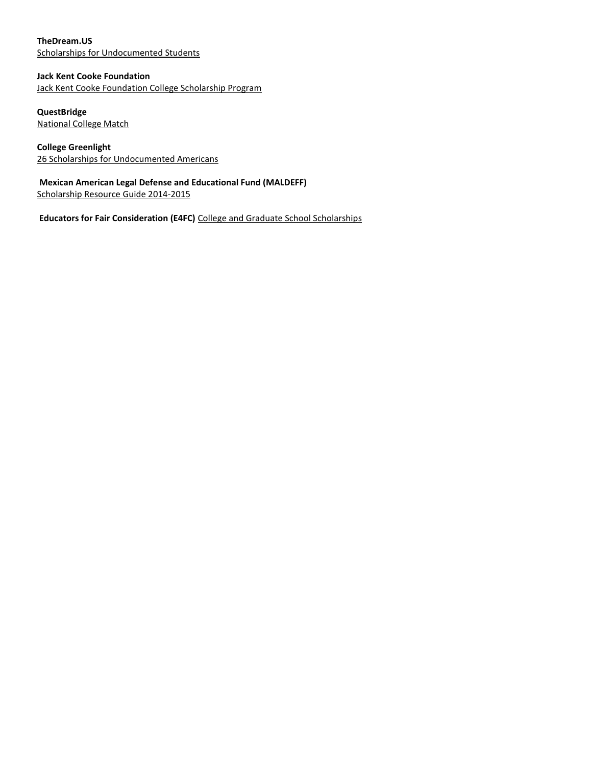**TheDream.US**
Scholarships for Undocumented Students

**Jack Kent Cooke Foundation**
Jack Kent Cooke Foundation College Scholarship Program

**QuestBridge**
National College Match

**College Greenlight**
26 Scholarships for Undocumented Americans

**Mexican American Legal Defense and Educational Fund (MALDEFF)**
Scholarship Resource Guide 2014-2015

**Educators for Fair Consideration (E4FC)** College and Graduate School Scholarships